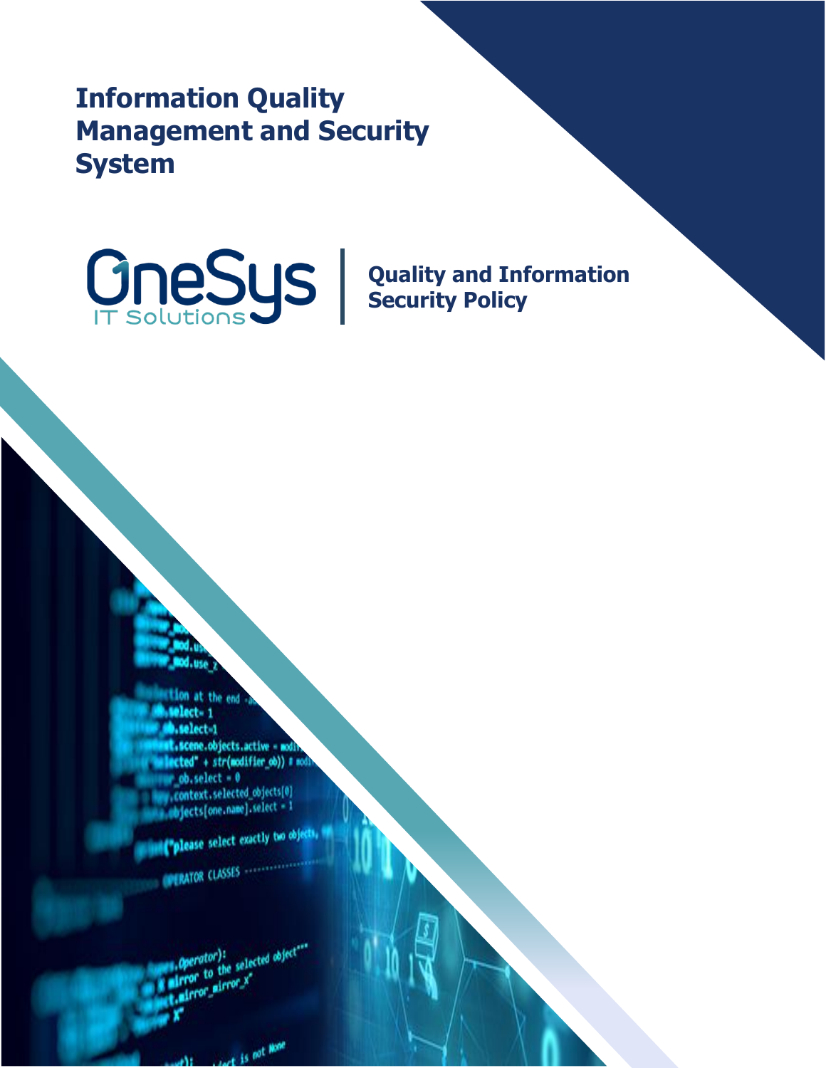# Information Quality Management and Security System

OneSys IT Solutions

## Quality and Information Security Policy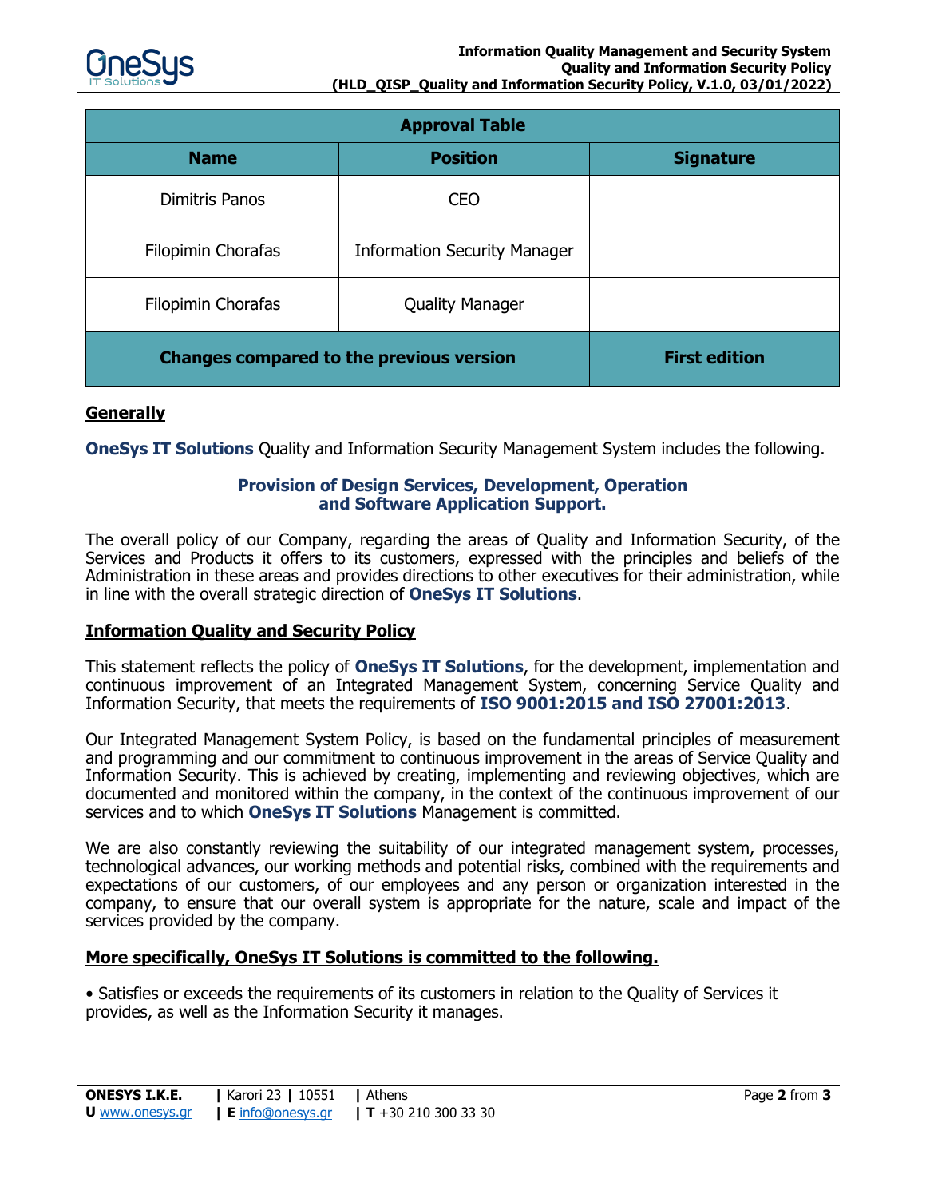| Approval Table | | |
|---|---|---|
| **Name** | **Position** | **Signature** |
| Dimitris Panos | CEO | |
| Filopimin Chorafas | Information Security Manager | |
| Filopimin Chorafas | Quality Manager | |
| **Changes compared to the previous version** | | **First edition** |

## Generally

**OneSys IT Solutions** Quality and Information Security Management System includes the following.

**Provision of Design Services, Development, Operation and Software Application Support.**

The overall policy of our Company, regarding the areas of Quality and Information Security, of the Services and Products it offers to its customers, expressed with the principles and beliefs of the Administration in these areas and provides directions to other executives for their administration, while in line with the overall strategic direction of **OneSys IT Solutions**.

## Information Quality and Security Policy

This statement reflects the policy of **OneSys IT Solutions**, for the development, implementation and continuous improvement of an Integrated Management System, concerning Service Quality and Information Security, that meets the requirements of **ISO 9001:2015 and ISO 27001:2013**.

Our Integrated Management System Policy, is based on the fundamental principles of measurement and programming and our commitment to continuous improvement in the areas of Service Quality and Information Security. This is achieved by creating, implementing and reviewing objectives, which are documented and monitored within the company, in the context of the continuous improvement of our services and to which **OneSys IT Solutions** Management is committed.

We are also constantly reviewing the suitability of our integrated management system, processes, technological advances, our working methods and potential risks, combined with the requirements and expectations of our customers, of our employees and any person or organization interested in the company, to ensure that our overall system is appropriate for the nature, scale and impact of the services provided by the company.

## More specifically, OneSys IT Solutions is committed to the following.

- Satisfies or exceeds the requirements of its customers in relation to the Quality of Services it provides, as well as the Information Security it manages.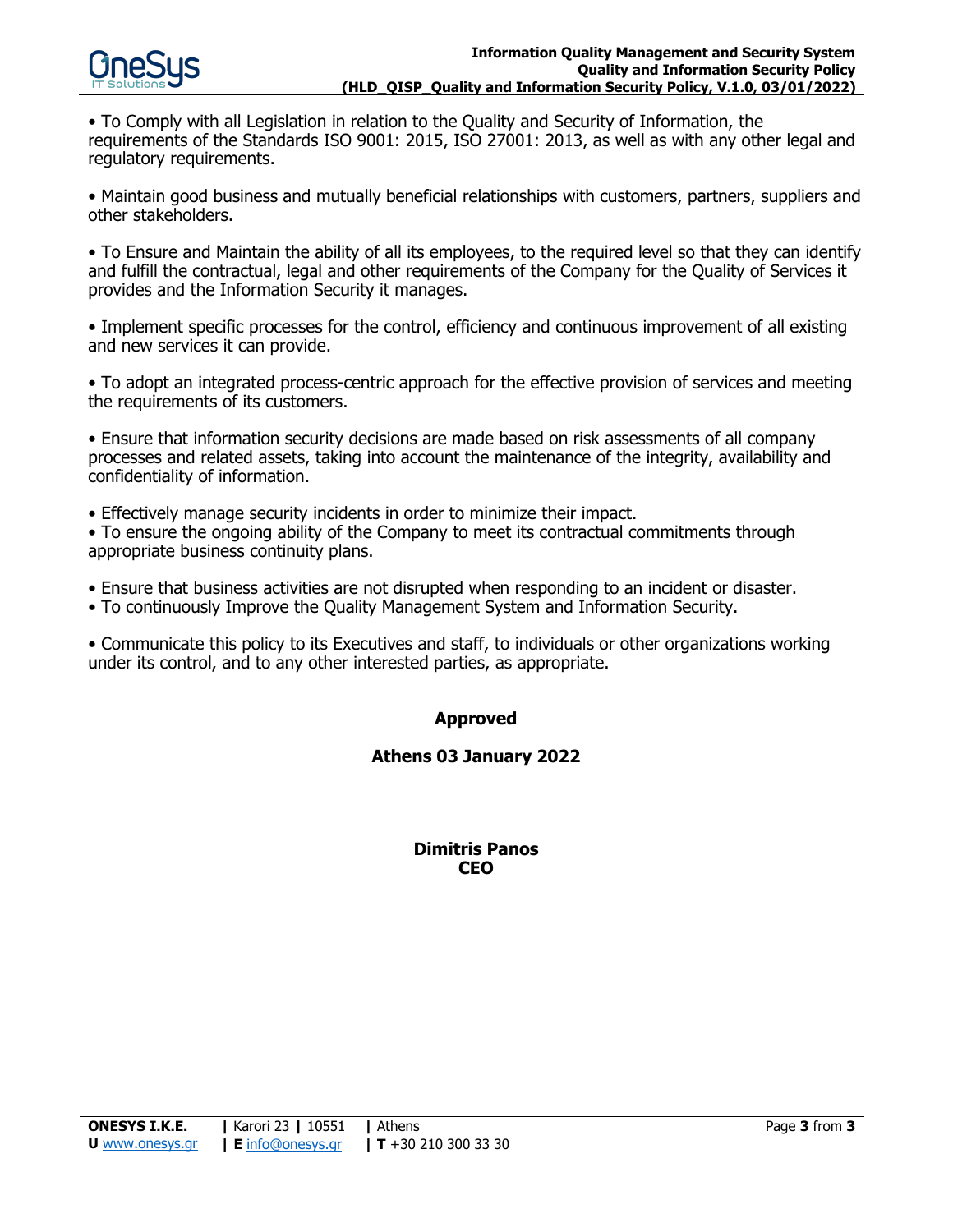• To Comply with all Legislation in relation to the Quality and Security of Information, the requirements of the Standards ISO 9001: 2015, ISO 27001: 2013, as well as with any other legal and regulatory requirements.

• Maintain good business and mutually beneficial relationships with customers, partners, suppliers and other stakeholders.

• To Ensure and Maintain the ability of all its employees, to the required level so that they can identify and fulfill the contractual, legal and other requirements of the Company for the Quality of Services it provides and the Information Security it manages.

• Implement specific processes for the control, efficiency and continuous improvement of all existing and new services it can provide.

• To adopt an integrated process-centric approach for the effective provision of services and meeting the requirements of its customers.

• Ensure that information security decisions are made based on risk assessments of all company processes and related assets, taking into account the maintenance of the integrity, availability and confidentiality of information.

• Effectively manage security incidents in order to minimize their impact.
• To ensure the ongoing ability of the Company to meet its contractual commitments through appropriate business continuity plans.

• Ensure that business activities are not disrupted when responding to an incident or disaster.
• To continuously Improve the Quality Management System and Information Security.

• Communicate this policy to its Executives and staff, to individuals or other organizations working under its control, and to any other interested parties, as appropriate.

**Approved**

**Athens 03 January 2022**

**Dimitris Panos**
**CEO**